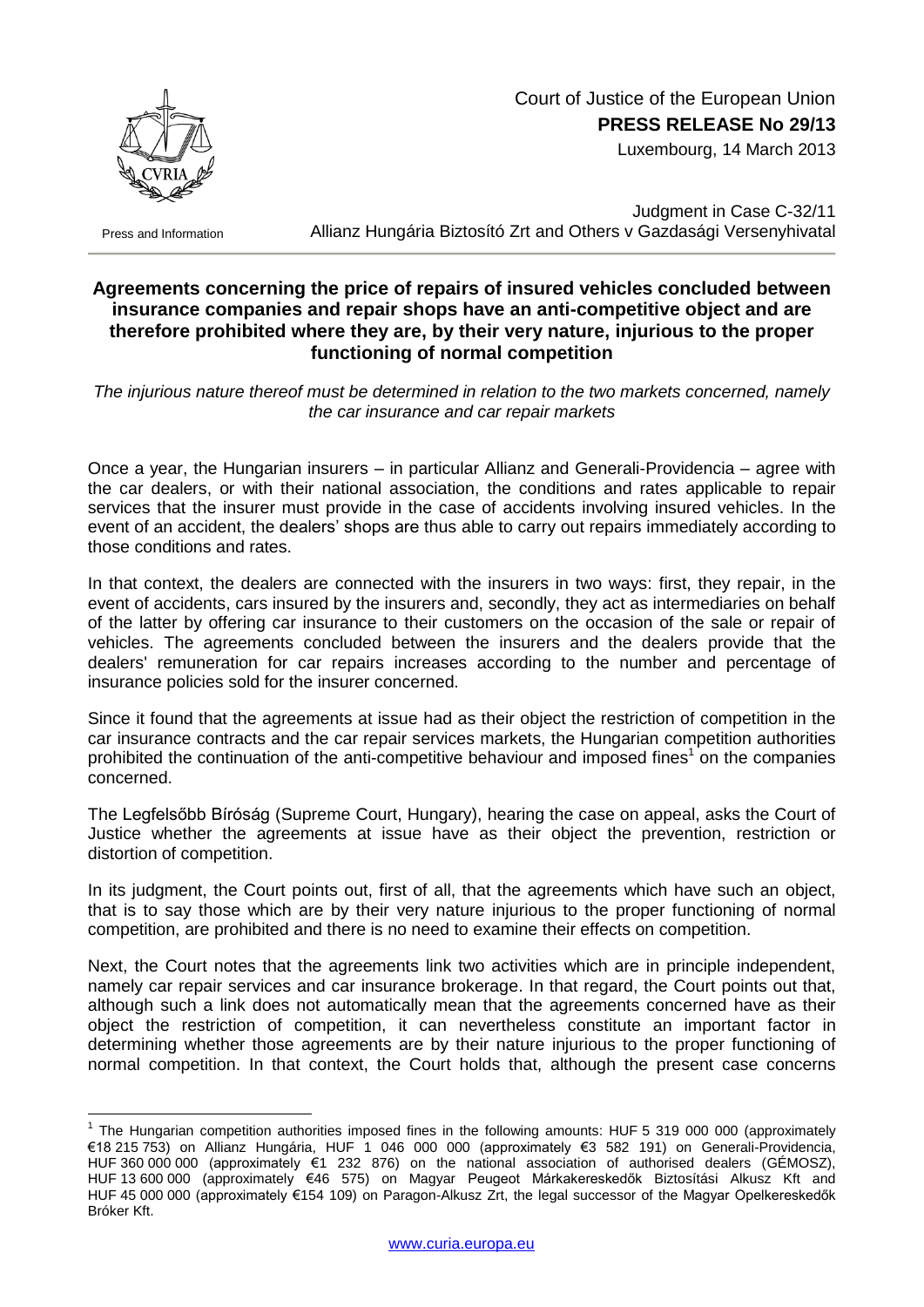Court of Justice of the European Union
**PRESS RELEASE No 29/13**
Luxembourg, 14 March 2013

Press and Information

Judgment in Case C-32/11
Allianz Hungária Biztosító Zrt and Others v Gazdasági Versenyhivatal

## Agreements concerning the price of repairs of insured vehicles concluded between insurance companies and repair shops have an anti-competitive object and are therefore prohibited where they are, by their very nature, injurious to the proper functioning of normal competition

*The injurious nature thereof must be determined in relation to the two markets concerned, namely the car insurance and car repair markets*

Once a year, the Hungarian insurers – in particular Allianz and Generali-Providencia – agree with the car dealers, or with their national association, the conditions and rates applicable to repair services that the insurer must provide in the case of accidents involving insured vehicles. In the event of an accident, the dealers' shops are thus able to carry out repairs immediately according to those conditions and rates.

In that context, the dealers are connected with the insurers in two ways: first, they repair, in the event of accidents, cars insured by the insurers and, secondly, they act as intermediaries on behalf of the latter by offering car insurance to their customers on the occasion of the sale or repair of vehicles. The agreements concluded between the insurers and the dealers provide that the dealers' remuneration for car repairs increases according to the number and percentage of insurance policies sold for the insurer concerned.

Since it found that the agreements at issue had as their object the restriction of competition in the car insurance contracts and the car repair services markets, the Hungarian competition authorities prohibited the continuation of the anti-competitive behaviour and imposed fines[1] on the companies concerned.

The Legfelsőbb Bíróság (Supreme Court, Hungary), hearing the case on appeal, asks the Court of Justice whether the agreements at issue have as their object the prevention, restriction or distortion of competition.

In its judgment, the Court points out, first of all, that the agreements which have such an object, that is to say those which are by their very nature injurious to the proper functioning of normal competition, are prohibited and there is no need to examine their effects on competition.

Next, the Court notes that the agreements link two activities which are in principle independent, namely car repair services and car insurance brokerage. In that regard, the Court points out that, although such a link does not automatically mean that the agreements concerned have as their object the restriction of competition, it can nevertheless constitute an important factor in determining whether those agreements are by their nature injurious to the proper functioning of normal competition. In that context, the Court holds that, although the present case concerns

[1] The Hungarian competition authorities imposed fines in the following amounts: HUF 5 319 000 000 (approximately €18 215 753) on Allianz Hungária, HUF 1 046 000 000 (approximately €3 582 191) on Generali-Providencia, HUF 360 000 000 (approximately €1 232 876) on the national association of authorised dealers (GÉMOSZ), HUF 13 600 000 (approximately €46 575) on Magyar Peugeot Márkakereskedők Biztosítási Alkusz Kft and HUF 45 000 000 (approximately €154 109) on Paragon-Alkusz Zrt, the legal successor of the Magyar Opelkereskedők Bróker Kft.

www.curia.europa.eu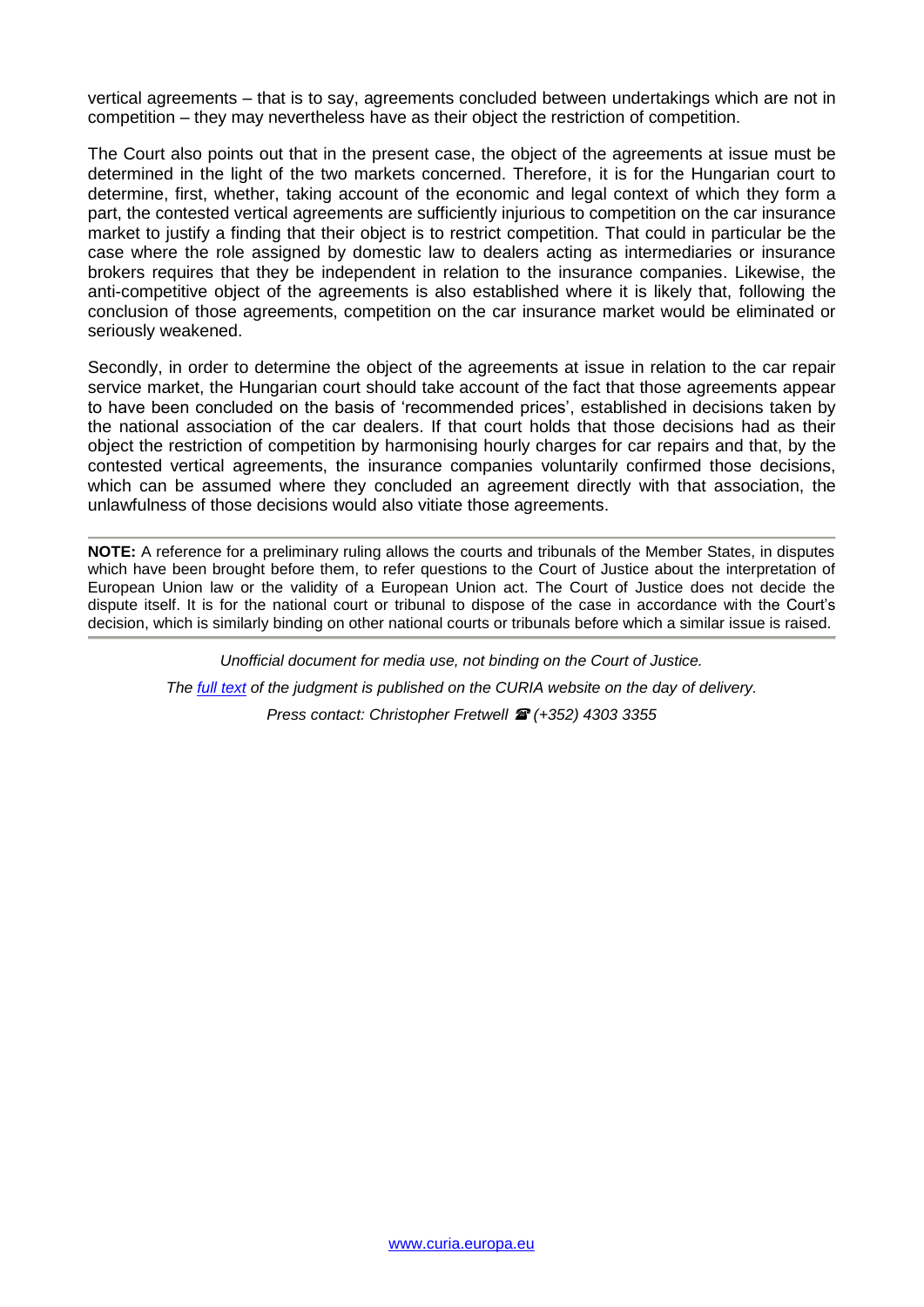vertical agreements – that is to say, agreements concluded between undertakings which are not in competition – they may nevertheless have as their object the restriction of competition.

The Court also points out that in the present case, the object of the agreements at issue must be determined in the light of the two markets concerned. Therefore, it is for the Hungarian court to determine, first, whether, taking account of the economic and legal context of which they form a part, the contested vertical agreements are sufficiently injurious to competition on the car insurance market to justify a finding that their object is to restrict competition. That could in particular be the case where the role assigned by domestic law to dealers acting as intermediaries or insurance brokers requires that they be independent in relation to the insurance companies. Likewise, the anti-competitive object of the agreements is also established where it is likely that, following the conclusion of those agreements, competition on the car insurance market would be eliminated or seriously weakened.

Secondly, in order to determine the object of the agreements at issue in relation to the car repair service market, the Hungarian court should take account of the fact that those agreements appear to have been concluded on the basis of 'recommended prices', established in decisions taken by the national association of the car dealers. If that court holds that those decisions had as their object the restriction of competition by harmonising hourly charges for car repairs and that, by the contested vertical agreements, the insurance companies voluntarily confirmed those decisions, which can be assumed where they concluded an agreement directly with that association, the unlawfulness of those decisions would also vitiate those agreements.

---

**NOTE:** A reference for a preliminary ruling allows the courts and tribunals of the Member States, in disputes which have been brought before them, to refer questions to the Court of Justice about the interpretation of European Union law or the validity of a European Union act. The Court of Justice does not decide the dispute itself. It is for the national court or tribunal to dispose of the case in accordance with the Court's decision, which is similarly binding on other national courts or tribunals before which a similar issue is raised.

---

*Unofficial document for media use, not binding on the Court of Justice.*

*The full text of the judgment is published on the CURIA website on the day of delivery.*

*Press contact: Christopher Fretwell ☎ (+352) 4303 3355*